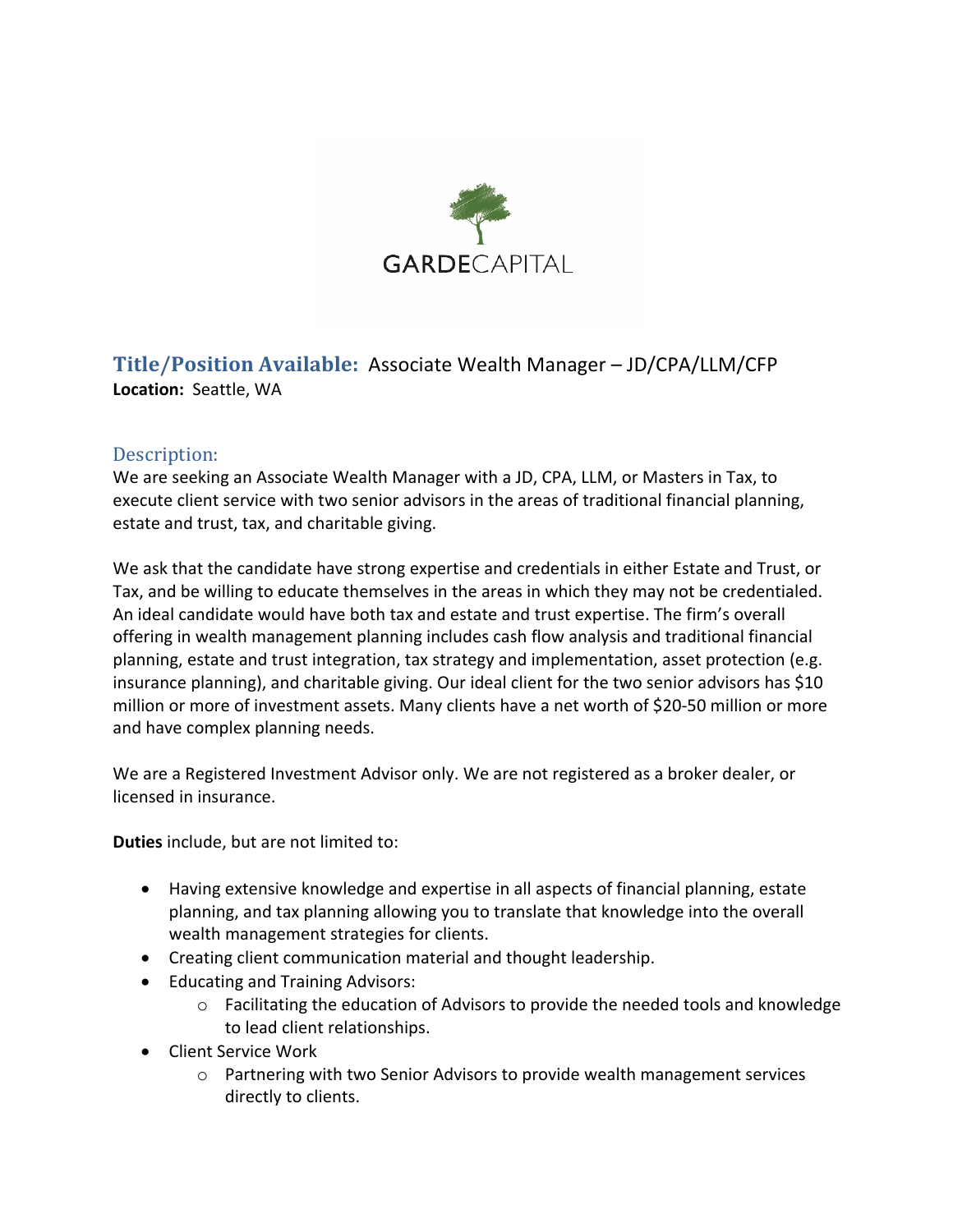GARDECAPITAL

**Title/Position Available:** Associate Wealth Manager – JD/CPA/LLM/CFP
**Location:** Seattle, WA

## Description:

We are seeking an Associate Wealth Manager with a JD, CPA, LLM, or Masters in Tax, to execute client service with two senior advisors in the areas of traditional financial planning, estate and trust, tax, and charitable giving.

We ask that the candidate have strong expertise and credentials in either Estate and Trust, or Tax, and be willing to educate themselves in the areas in which they may not be credentialed. An ideal candidate would have both tax and estate and trust expertise. The firm's overall offering in wealth management planning includes cash flow analysis and traditional financial planning, estate and trust integration, tax strategy and implementation, asset protection (e.g. insurance planning), and charitable giving. Our ideal client for the two senior advisors has $10 million or more of investment assets. Many clients have a net worth of $20-50 million or more and have complex planning needs.

We are a Registered Investment Advisor only. We are not registered as a broker dealer, or licensed in insurance.

**Duties** include, but are not limited to:

- Having extensive knowledge and expertise in all aspects of financial planning, estate planning, and tax planning allowing you to translate that knowledge into the overall wealth management strategies for clients.
- Creating client communication material and thought leadership.
- Educating and Training Advisors:
  - Facilitating the education of Advisors to provide the needed tools and knowledge to lead client relationships.
- Client Service Work
  - Partnering with two Senior Advisors to provide wealth management services directly to clients.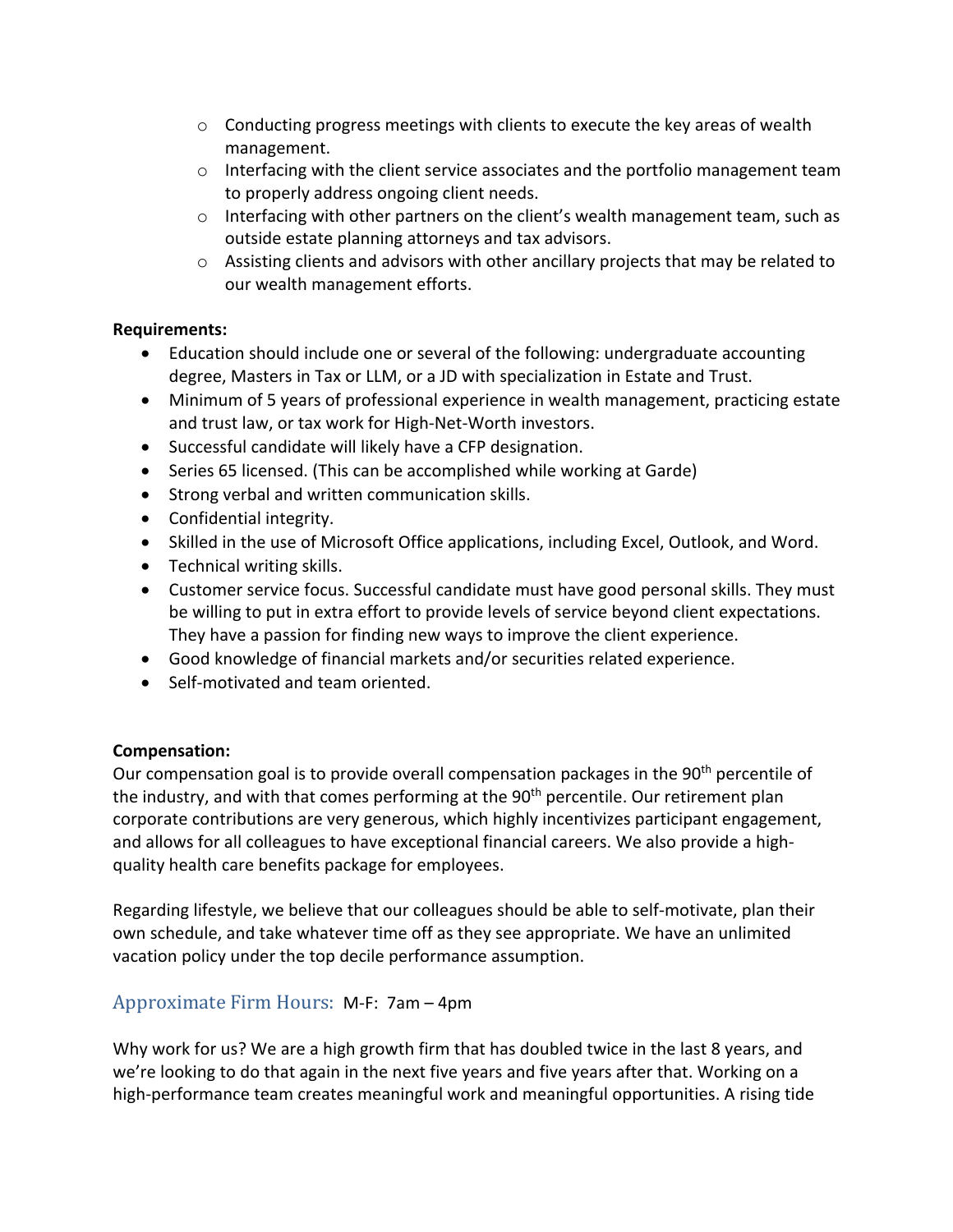- Conducting progress meetings with clients to execute the key areas of wealth management.
  - Interfacing with the client service associates and the portfolio management team to properly address ongoing client needs.
  - Interfacing with other partners on the client's wealth management team, such as outside estate planning attorneys and tax advisors.
  - Assisting clients and advisors with other ancillary projects that may be related to our wealth management efforts.

**Requirements:**

- Education should include one or several of the following: undergraduate accounting degree, Masters in Tax or LLM, or a JD with specialization in Estate and Trust.
- Minimum of 5 years of professional experience in wealth management, practicing estate and trust law, or tax work for High-Net-Worth investors.
- Successful candidate will likely have a CFP designation.
- Series 65 licensed. (This can be accomplished while working at Garde)
- Strong verbal and written communication skills.
- Confidential integrity.
- Skilled in the use of Microsoft Office applications, including Excel, Outlook, and Word.
- Technical writing skills.
- Customer service focus. Successful candidate must have good personal skills. They must be willing to put in extra effort to provide levels of service beyond client expectations. They have a passion for finding new ways to improve the client experience.
- Good knowledge of financial markets and/or securities related experience.
- Self-motivated and team oriented.

**Compensation:**

Our compensation goal is to provide overall compensation packages in the 90th percentile of the industry, and with that comes performing at the 90th percentile. Our retirement plan corporate contributions are very generous, which highly incentivizes participant engagement, and allows for all colleagues to have exceptional financial careers. We also provide a high-quality health care benefits package for employees.

Regarding lifestyle, we believe that our colleagues should be able to self-motivate, plan their own schedule, and take whatever time off as they see appropriate. We have an unlimited vacation policy under the top decile performance assumption.

### Approximate Firm Hours: M-F: 7am – 4pm

Why work for us? We are a high growth firm that has doubled twice in the last 8 years, and we're looking to do that again in the next five years and five years after that. Working on a high-performance team creates meaningful work and meaningful opportunities. A rising tide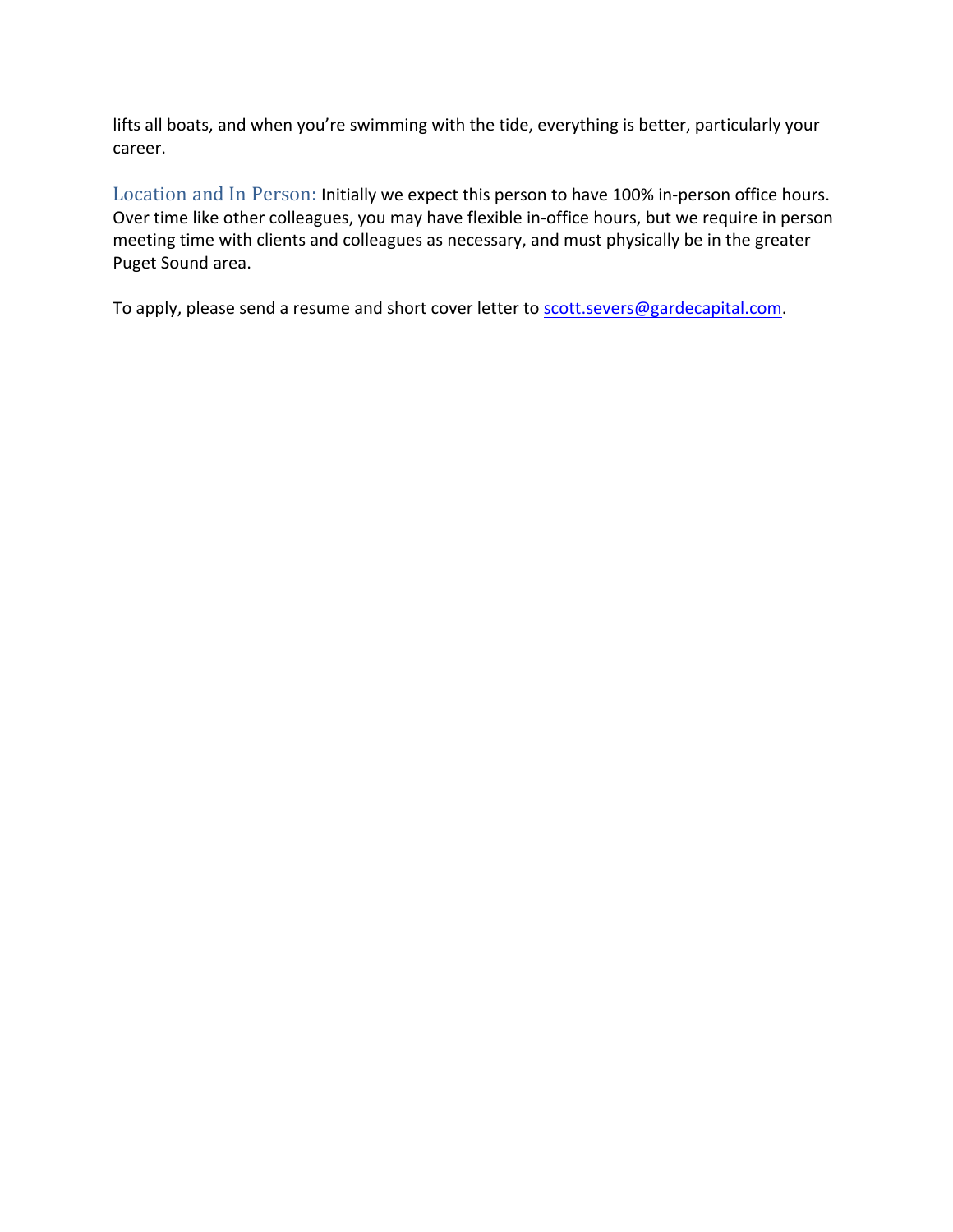lifts all boats, and when you're swimming with the tide, everything is better, particularly your career.

**Location and In Person:** Initially we expect this person to have 100% in-person office hours. Over time like other colleagues, you may have flexible in-office hours, but we require in person meeting time with clients and colleagues as necessary, and must physically be in the greater Puget Sound area.

To apply, please send a resume and short cover letter to [scott.severs@gardecapital.com](mailto:scott.severs@gardecapital.com).